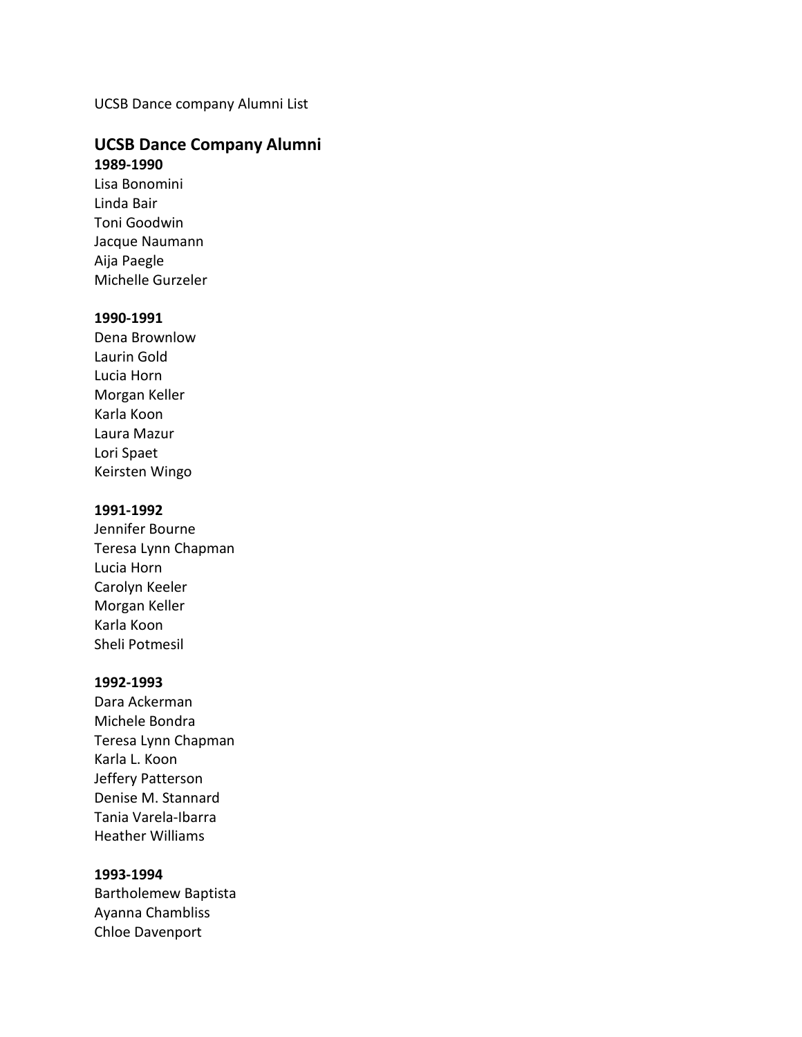UCSB Dance company Alumni List

## UCSB Dance Company Alumni

**1989-1990**

Lisa Bonomini
Linda Bair
Toni Goodwin
Jacque Naumann
Aija Paegle
Michelle Gurzeler

**1990-1991**

Dena Brownlow
Laurin Gold
Lucia Horn
Morgan Keller
Karla Koon
Laura Mazur
Lori Spaet
Keirsten Wingo

**1991-1992**

Jennifer Bourne
Teresa Lynn Chapman
Lucia Horn
Carolyn Keeler
Morgan Keller
Karla Koon
Sheli Potmesil

**1992-1993**

Dara Ackerman
Michele Bondra
Teresa Lynn Chapman
Karla L. Koon
Jeffery Patterson
Denise M. Stannard
Tania Varela-Ibarra
Heather Williams

**1993-1994**

Bartholemew Baptista
Ayanna Chambliss
Chloe Davenport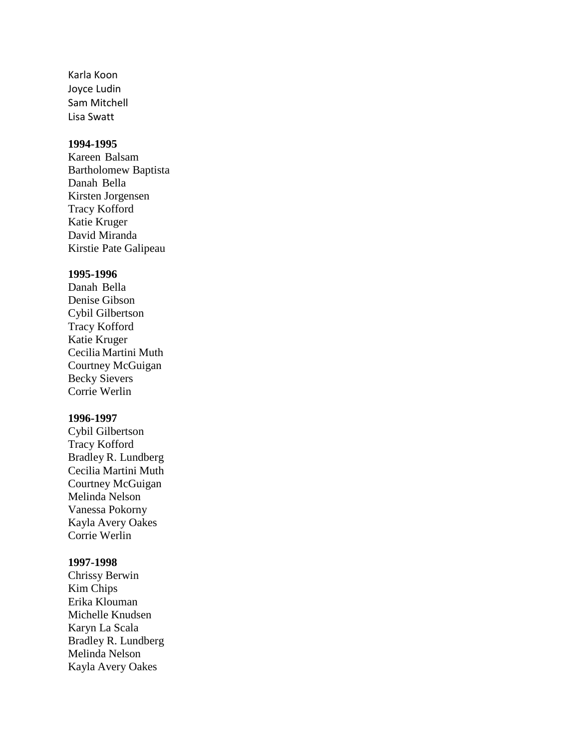Karla Koon
Joyce Ludin
Sam Mitchell
Lisa Swatt

**1994-1995**

Kareen Balsam
Bartholomew Baptista
Danah Bella
Kirsten Jorgensen
Tracy Kofford
Katie Kruger
David Miranda
Kirstie Pate Galipeau

**1995-1996**

Danah Bella
Denise Gibson
Cybil Gilbertson
Tracy Kofford
Katie Kruger
Cecilia Martini Muth
Courtney McGuigan
Becky Sievers
Corrie Werlin

**1996-1997**

Cybil Gilbertson
Tracy Kofford
Bradley R. Lundberg
Cecilia Martini Muth
Courtney McGuigan
Melinda Nelson
Vanessa Pokorny
Kayla Avery Oakes
Corrie Werlin

**1997-1998**

Chrissy Berwin
Kim Chips
Erika Klouman
Michelle Knudsen
Karyn La Scala
Bradley R. Lundberg
Melinda Nelson
Kayla Avery Oakes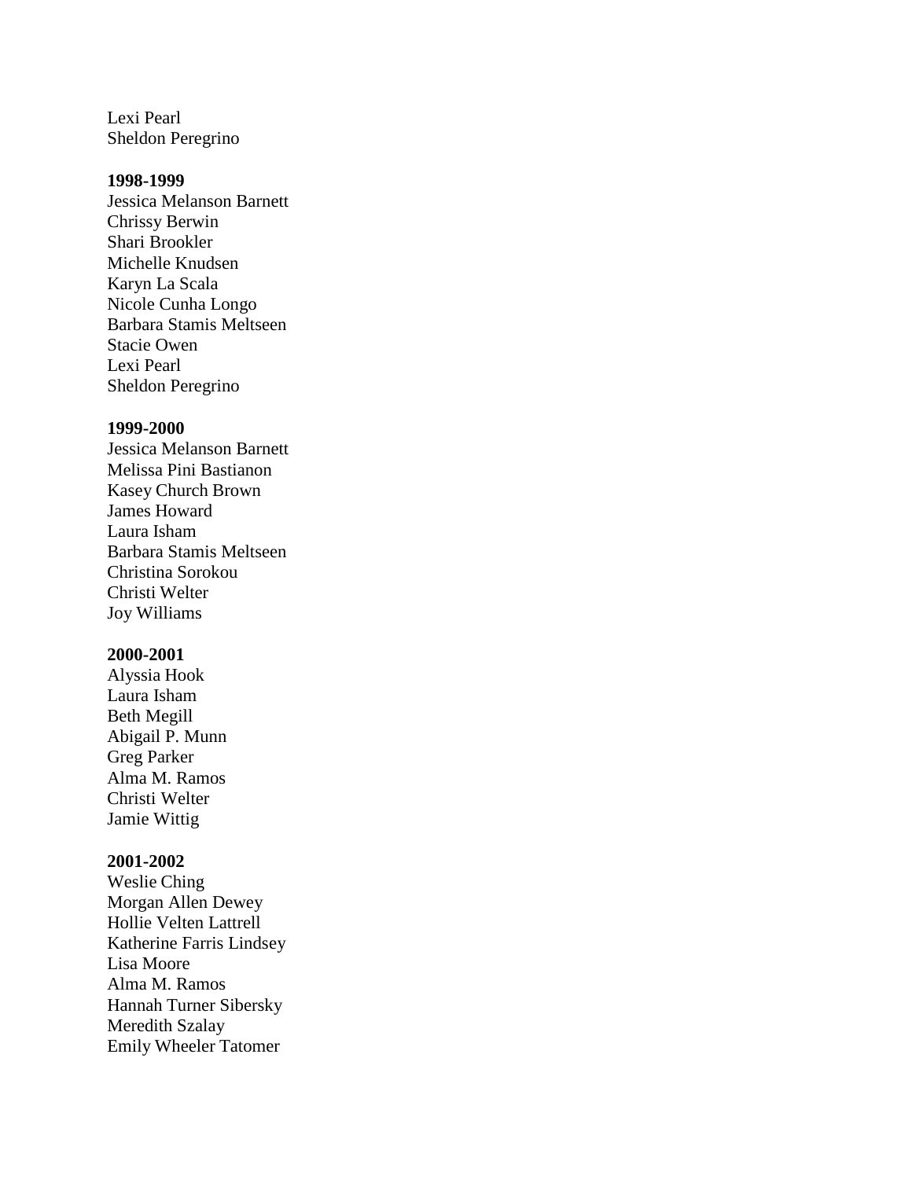Lexi Pearl
Sheldon Peregrino

**1998-1999**
Jessica Melanson Barnett
Chrissy Berwin
Shari Brookler
Michelle Knudsen
Karyn La Scala
Nicole Cunha Longo
Barbara Stamis Meltseen
Stacie Owen
Lexi Pearl
Sheldon Peregrino

**1999-2000**
Jessica Melanson Barnett
Melissa Pini Bastianon
Kasey Church Brown
James Howard
Laura Isham
Barbara Stamis Meltseen
Christina Sorokou
Christi Welter
Joy Williams

**2000-2001**
Alyssia Hook
Laura Isham
Beth Megill
Abigail P. Munn
Greg Parker
Alma M. Ramos
Christi Welter
Jamie Wittig

**2001-2002**
Weslie Ching
Morgan Allen Dewey
Hollie Velten Lattrell
Katherine Farris Lindsey
Lisa Moore
Alma M. Ramos
Hannah Turner Sibersky
Meredith Szalay
Emily Wheeler Tatomer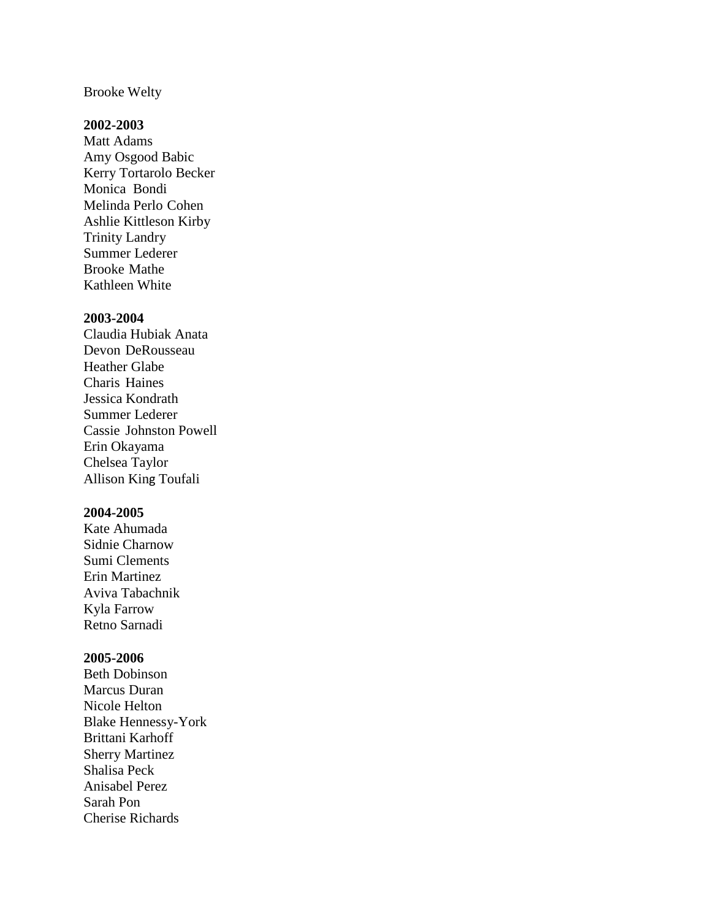Brooke Welty

**2002-2003**

Matt Adams
Amy Osgood Babic
Kerry Tortarolo Becker
Monica Bondi
Melinda Perlo Cohen
Ashlie Kittleson Kirby
Trinity Landry
Summer Lederer
Brooke Mathe
Kathleen White

**2003-2004**

Claudia Hubiak Anata
Devon DeRousseau
Heather Glabe
Charis Haines
Jessica Kondrath
Summer Lederer
Cassie Johnston Powell
Erin Okayama
Chelsea Taylor
Allison King Toufali

**2004-2005**

Kate Ahumada
Sidnie Charnow
Sumi Clements
Erin Martinez
Aviva Tabachnik
Kyla Farrow
Retno Sarnadi

**2005-2006**

Beth Dobinson
Marcus Duran
Nicole Helton
Blake Hennessy-York
Brittani Karhoff
Sherry Martinez
Shalisa Peck
Anisabel Perez
Sarah Pon
Cherise Richards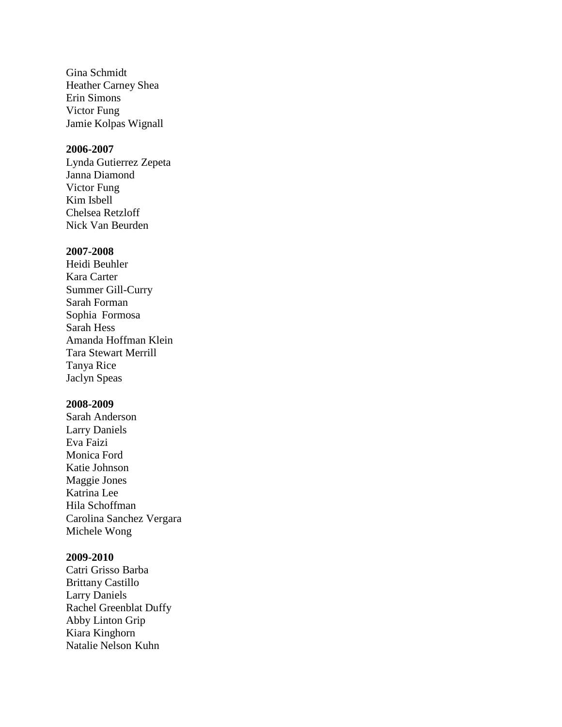Gina Schmidt
Heather Carney Shea
Erin Simons
Victor Fung
Jamie Kolpas Wignall

**2006-2007**
Lynda Gutierrez Zepeta
Janna Diamond
Victor Fung
Kim Isbell
Chelsea Retzloff
Nick Van Beurden

**2007-2008**
Heidi Beuhler
Kara Carter
Summer Gill-Curry
Sarah Forman
Sophia Formosa
Sarah Hess
Amanda Hoffman Klein
Tara Stewart Merrill
Tanya Rice
Jaclyn Speas

**2008-2009**
Sarah Anderson
Larry Daniels
Eva Faizi
Monica Ford
Katie Johnson
Maggie Jones
Katrina Lee
Hila Schoffman
Carolina Sanchez Vergara
Michele Wong

**2009-2010**
Catri Grisso Barba
Brittany Castillo
Larry Daniels
Rachel Greenblat Duffy
Abby Linton Grip
Kiara Kinghorn
Natalie Nelson Kuhn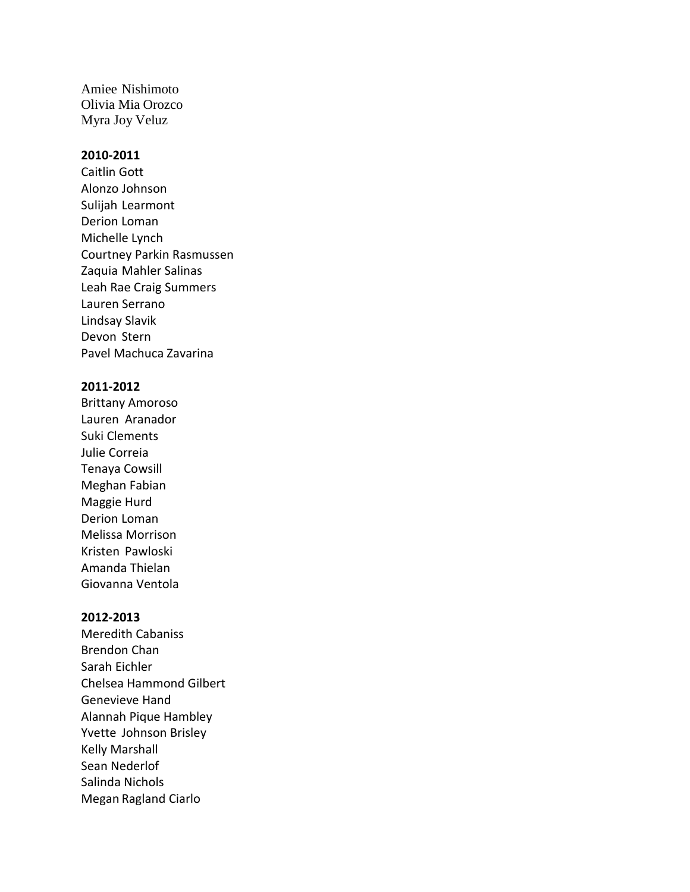Amiee Nishimoto
Olivia Mia Orozco
Myra Joy Veluz

**2010-2011**
Caitlin Gott
Alonzo Johnson
Sulijah Learmont
Derion Loman
Michelle Lynch
Courtney Parkin Rasmussen
Zaquia Mahler Salinas
Leah Rae Craig Summers
Lauren Serrano
Lindsay Slavik
Devon Stern
Pavel Machuca Zavarina

**2011-2012**
Brittany Amoroso
Lauren Aranador
Suki Clements
Julie Correia
Tenaya Cowsill
Meghan Fabian
Maggie Hurd
Derion Loman
Melissa Morrison
Kristen Pawloski
Amanda Thielan
Giovanna Ventola

**2012-2013**
Meredith Cabaniss
Brendon Chan
Sarah Eichler
Chelsea Hammond Gilbert
Genevieve Hand
Alannah Pique Hambley
Yvette Johnson Brisley
Kelly Marshall
Sean Nederlof
Salinda Nichols
Megan Ragland Ciarlo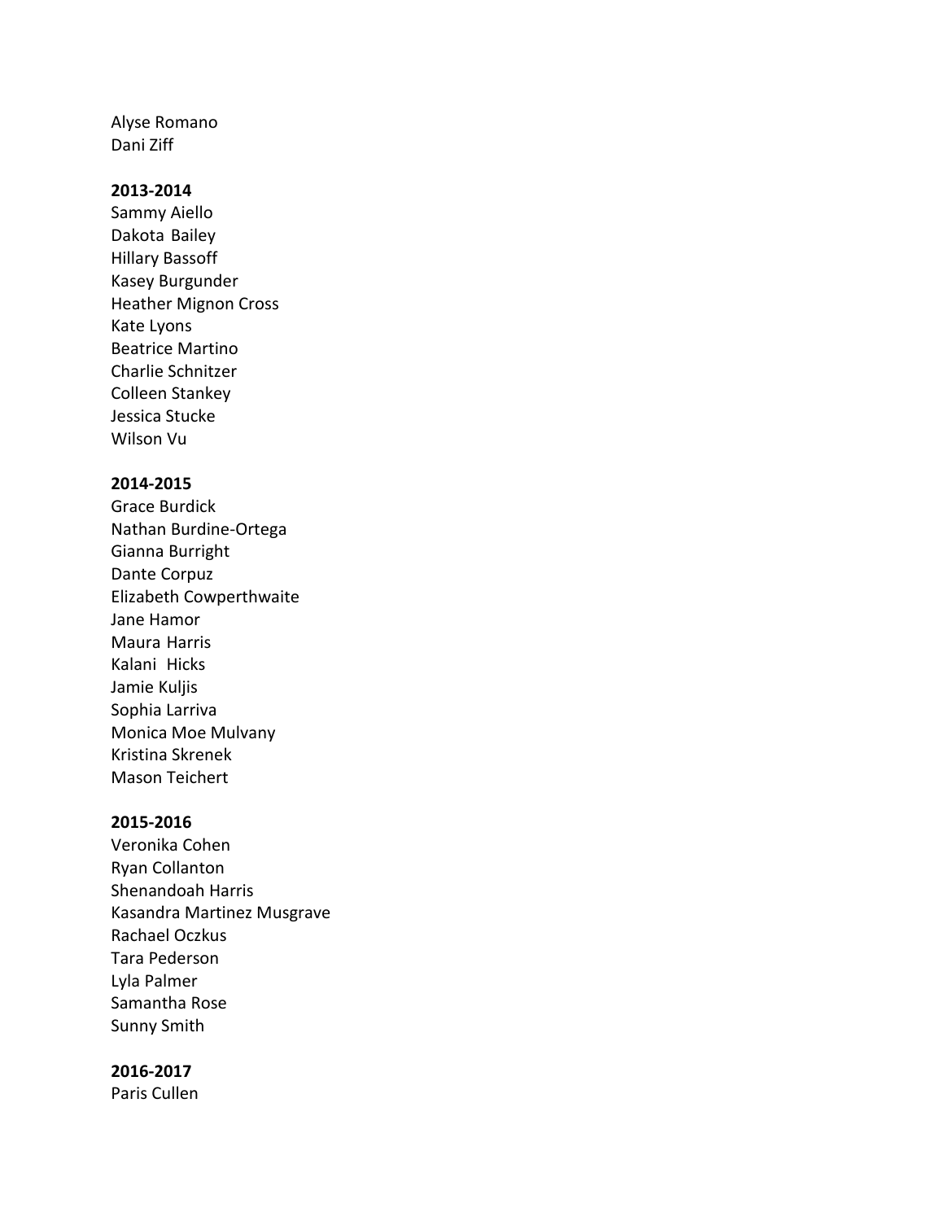Alyse Romano
Dani Ziff

**2013-2014**
Sammy Aiello
Dakota Bailey
Hillary Bassoff
Kasey Burgunder
Heather Mignon Cross
Kate Lyons
Beatrice Martino
Charlie Schnitzer
Colleen Stankey
Jessica Stucke
Wilson Vu

**2014-2015**
Grace Burdick
Nathan Burdine-Ortega
Gianna Burright
Dante Corpuz
Elizabeth Cowperthwaite
Jane Hamor
Maura Harris
Kalani Hicks
Jamie Kuljis
Sophia Larriva
Monica Moe Mulvany
Kristina Skrenek
Mason Teichert

**2015-2016**
Veronika Cohen
Ryan Collanton
Shenandoah Harris
Kasandra Martinez Musgrave
Rachael Oczkus
Tara Pederson
Lyla Palmer
Samantha Rose
Sunny Smith

**2016-2017**
Paris Cullen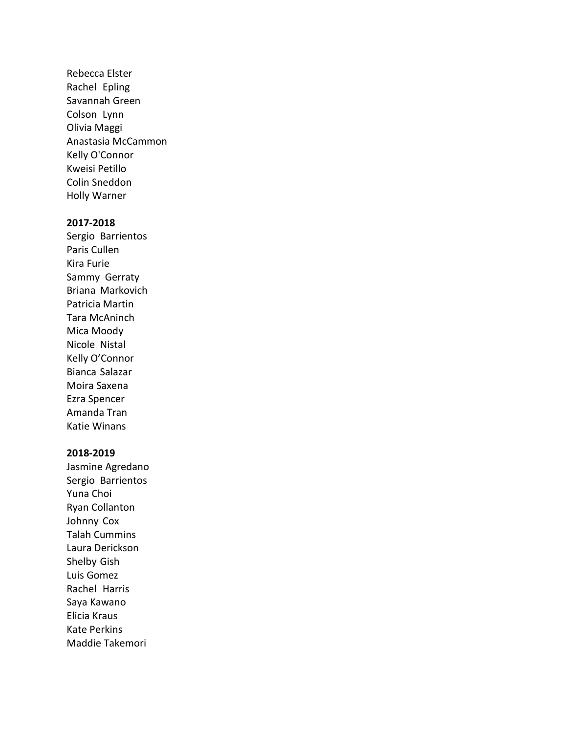Rebecca Elster
Rachel Epling
Savannah Green
Colson Lynn
Olivia Maggi
Anastasia McCammon
Kelly O'Connor
Kweisi Petillo
Colin Sneddon
Holly Warner

**2017-2018**
Sergio Barrientos
Paris Cullen
Kira Furie
Sammy Gerraty
Briana Markovich
Patricia Martin
Tara McAninch
Mica Moody
Nicole Nistal
Kelly O’Connor
Bianca Salazar
Moira Saxena
Ezra Spencer
Amanda Tran
Katie Winans

**2018-2019**
Jasmine Agredano
Sergio Barrientos
Yuna Choi
Ryan Collanton
Johnny Cox
Talah Cummins
Laura Derickson
Shelby Gish
Luis Gomez
Rachel Harris
Saya Kawano
Elicia Kraus
Kate Perkins
Maddie Takemori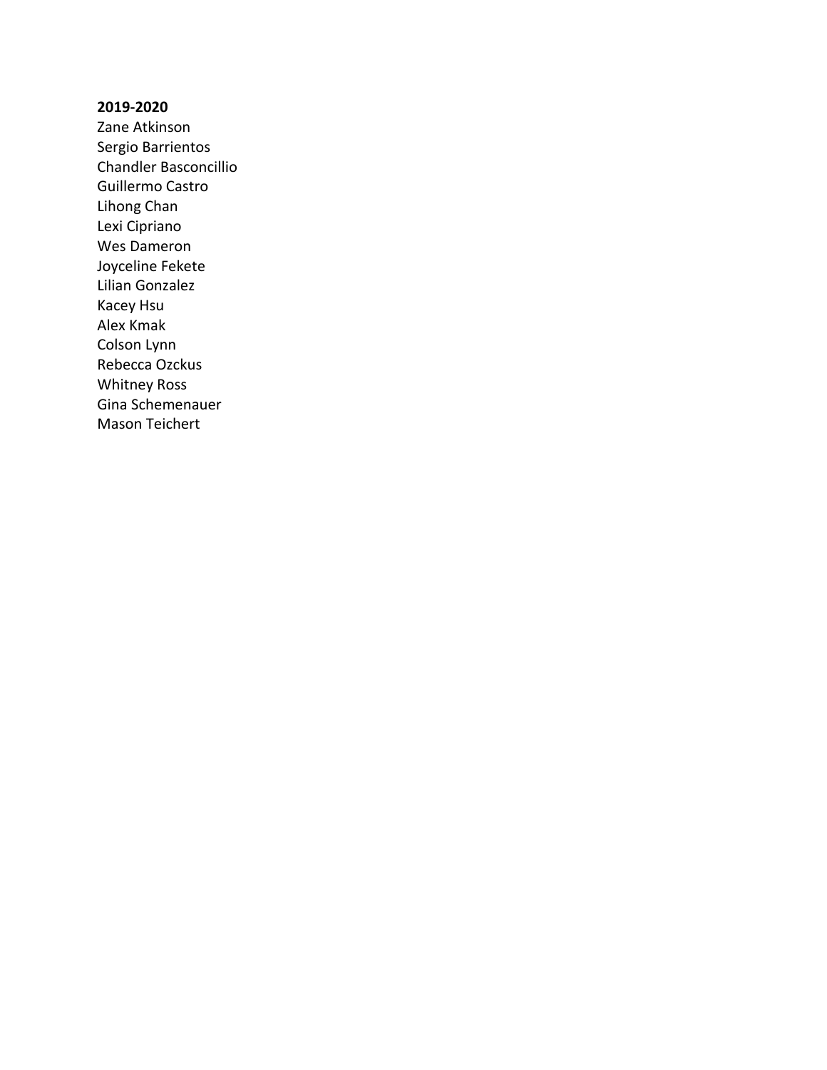**2019-2020**

Zane Atkinson
Sergio Barrientos
Chandler Basconcillio
Guillermo Castro
Lihong Chan
Lexi Cipriano
Wes Dameron
Joyceline Fekete
Lilian Gonzalez
Kacey Hsu
Alex Kmak
Colson Lynn
Rebecca Ozckus
Whitney Ross
Gina Schemenauer
Mason Teichert